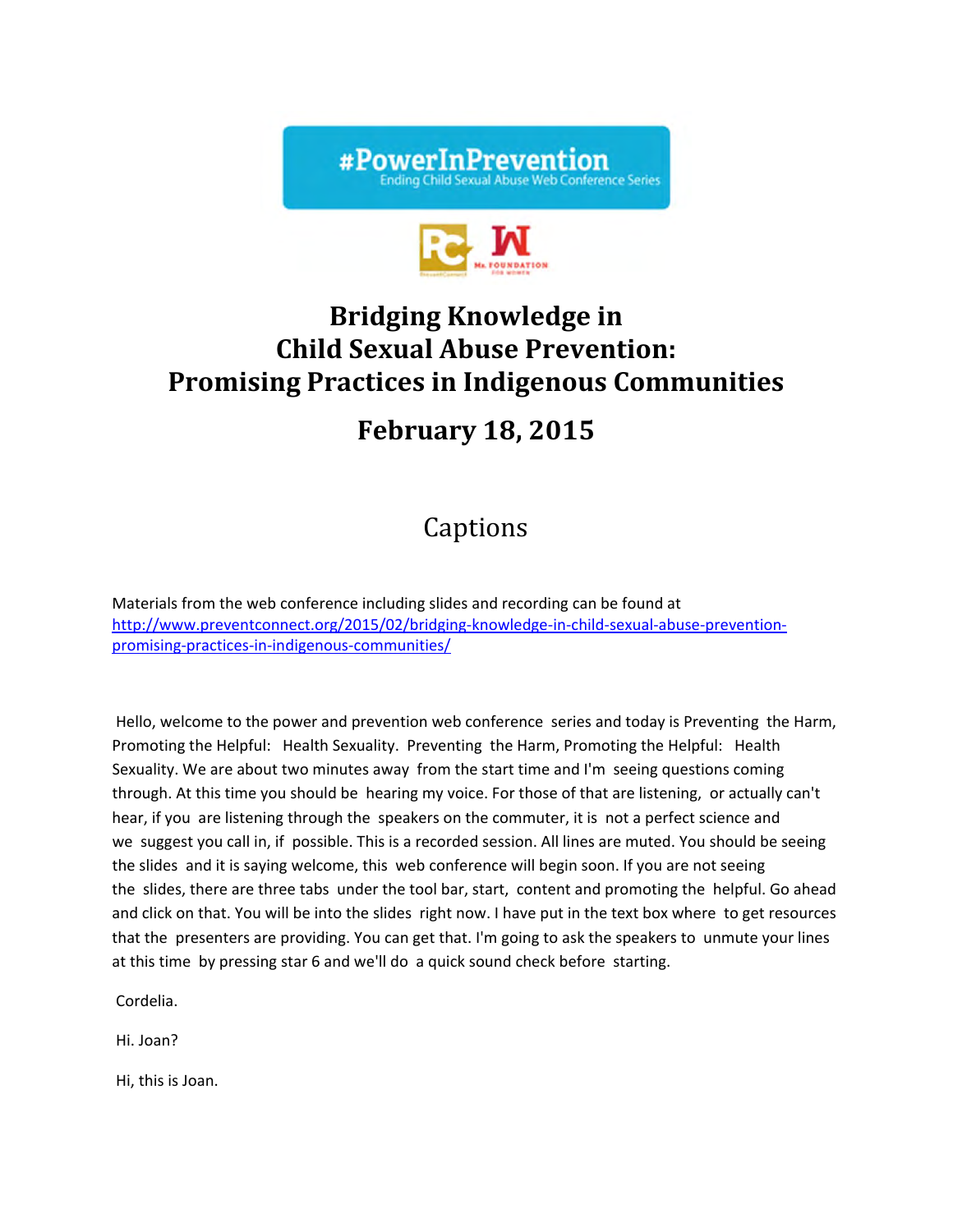#PowerInPrevention

Ending Child Sexual Abuse Web Conference Series

# Bridging Knowledge in Child Sexual Abuse Prevention: Promising Practices in Indigenous Communities

## February 18, 2015

## Captions

Materials from the web conference including slides and recording can be found at http://www.preventconnect.org/2015/02/bridging-knowledge-in-child-sexual-abuse-prevention-promising-practices-in-indigenous-communities/

Hello, welcome to the power and prevention web conference series and today is Preventing the Harm, Promoting the Helpful: Health Sexuality. Preventing the Harm, Promoting the Helpful: Health Sexuality. We are about two minutes away from the start time and I'm seeing questions coming through. At this time you should be hearing my voice. For those of that are listening, or actually can't hear, if you are listening through the speakers on the commuter, it is not a perfect science and we suggest you call in, if possible. This is a recorded session. All lines are muted. You should be seeing the slides and it is saying welcome, this web conference will begin soon. If you are not seeing the slides, there are three tabs under the tool bar, start, content and promoting the helpful. Go ahead and click on that. You will be into the slides right now. I have put in the text box where to get resources that the presenters are providing. You can get that. I'm going to ask the speakers to unmute your lines at this time by pressing star 6 and we'll do a quick sound check before starting.

Cordelia.

Hi. Joan?

Hi, this is Joan.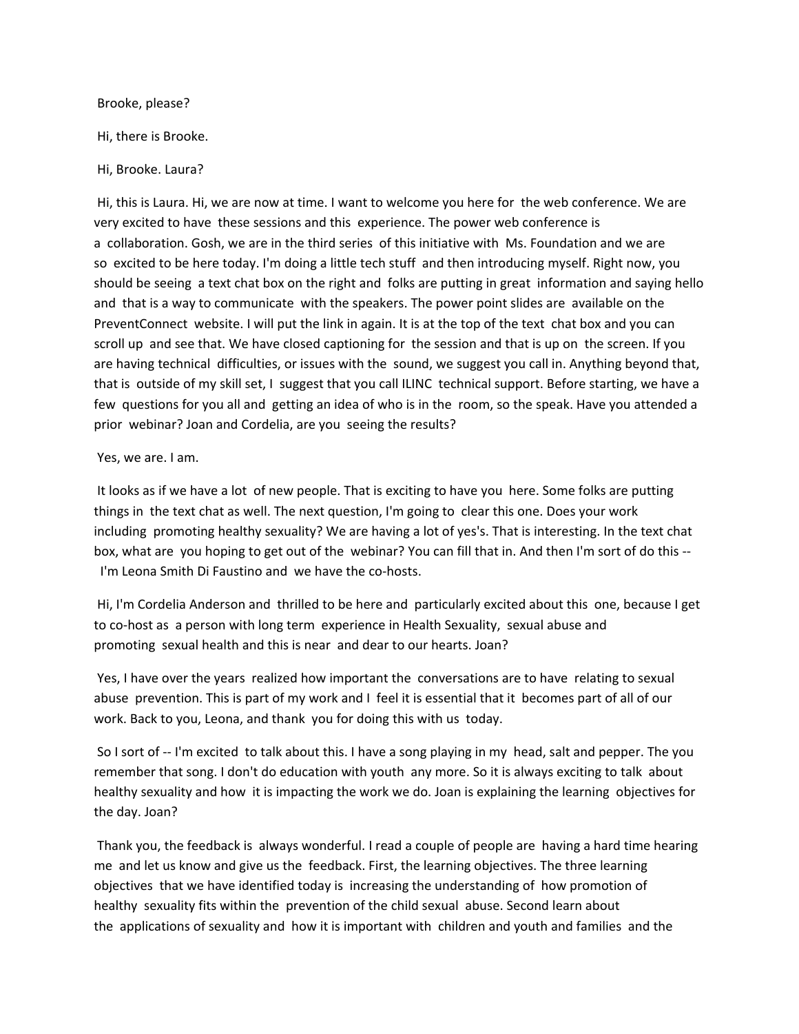Brooke, please?

Hi, there is Brooke.

Hi, Brooke. Laura?

Hi, this is Laura. Hi, we are now at time. I want to welcome you here for the web conference. We are very excited to have these sessions and this experience. The power web conference is a collaboration. Gosh, we are in the third series of this initiative with Ms. Foundation and we are so excited to be here today. I'm doing a little tech stuff and then introducing myself. Right now, you should be seeing a text chat box on the right and folks are putting in great information and saying hello and that is a way to communicate with the speakers. The power point slides are available on the PreventConnect website. I will put the link in again. It is at the top of the text chat box and you can scroll up and see that. We have closed captioning for the session and that is up on the screen. If you are having technical difficulties, or issues with the sound, we suggest you call in. Anything beyond that, that is outside of my skill set, I suggest that you call ILINC technical support. Before starting, we have a few questions for you all and getting an idea of who is in the room, so the speak. Have you attended a prior webinar? Joan and Cordelia, are you seeing the results?

Yes, we are. I am.

It looks as if we have a lot of new people. That is exciting to have you here. Some folks are putting things in the text chat as well. The next question, I'm going to clear this one. Does your work including promoting healthy sexuality? We are having a lot of yes's. That is interesting. In the text chat box, what are you hoping to get out of the webinar? You can fill that in. And then I'm sort of do this -- I'm Leona Smith Di Faustino and we have the co-hosts.

Hi, I'm Cordelia Anderson and thrilled to be here and particularly excited about this one, because I get to co-host as a person with long term experience in Health Sexuality, sexual abuse and promoting sexual health and this is near and dear to our hearts. Joan?

Yes, I have over the years realized how important the conversations are to have relating to sexual abuse prevention. This is part of my work and I feel it is essential that it becomes part of all of our work. Back to you, Leona, and thank you for doing this with us today.

So I sort of -- I'm excited to talk about this. I have a song playing in my head, salt and pepper. The you remember that song. I don't do education with youth any more. So it is always exciting to talk about healthy sexuality and how it is impacting the work we do. Joan is explaining the learning objectives for the day. Joan?

Thank you, the feedback is always wonderful. I read a couple of people are having a hard time hearing me and let us know and give us the feedback. First, the learning objectives. The three learning objectives that we have identified today is increasing the understanding of how promotion of healthy sexuality fits within the prevention of the child sexual abuse. Second learn about the applications of sexuality and how it is important with children and youth and families and the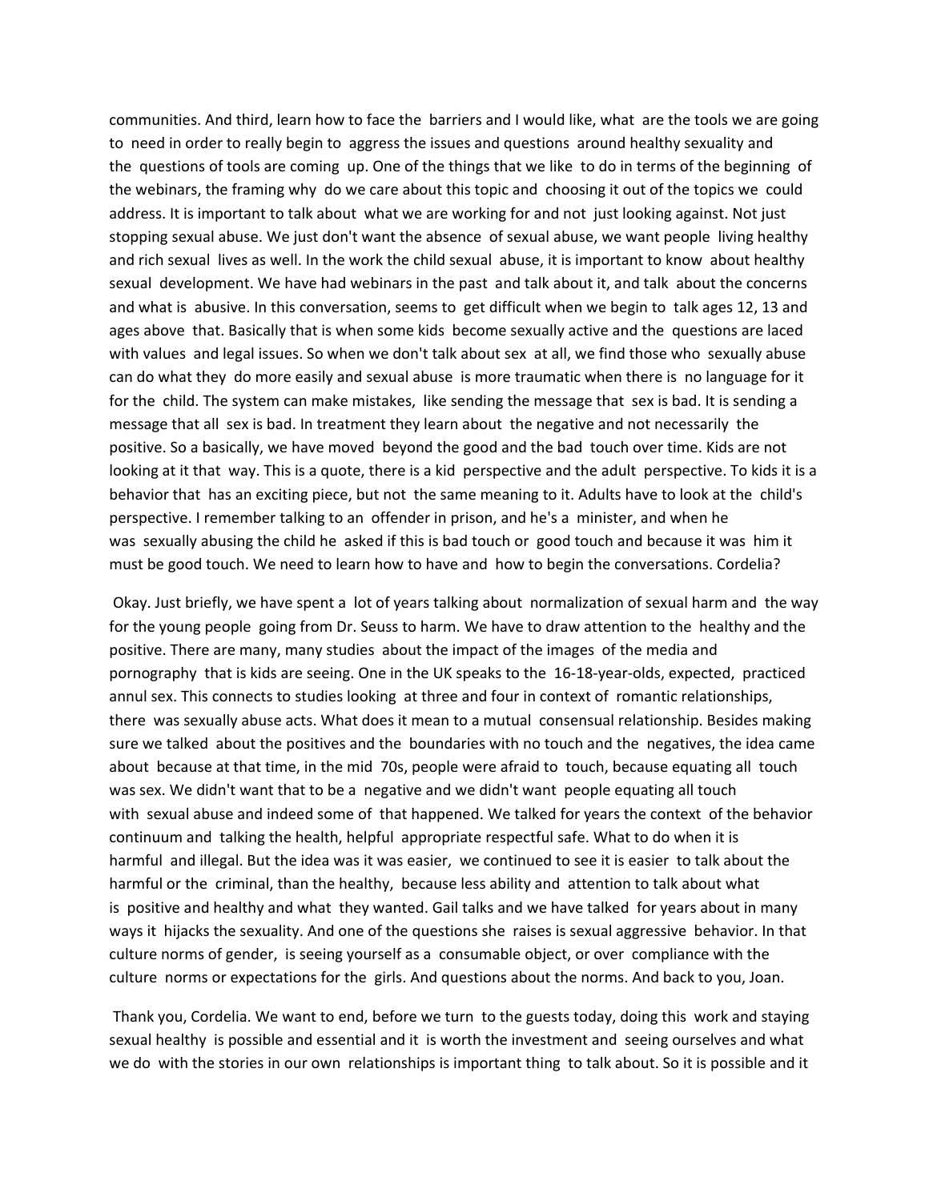communities. And third, learn how to face the barriers and I would like, what are the tools we are going to need in order to really begin to aggress the issues and questions around healthy sexuality and the questions of tools are coming up. One of the things that we like to do in terms of the beginning of the webinars, the framing why do we care about this topic and choosing it out of the topics we could address. It is important to talk about what we are working for and not just looking against. Not just stopping sexual abuse. We just don't want the absence of sexual abuse, we want people living healthy and rich sexual lives as well. In the work the child sexual abuse, it is important to know about healthy sexual development. We have had webinars in the past and talk about it, and talk about the concerns and what is abusive. In this conversation, seems to get difficult when we begin to talk ages 12, 13 and ages above that. Basically that is when some kids become sexually active and the questions are laced with values and legal issues. So when we don't talk about sex at all, we find those who sexually abuse can do what they do more easily and sexual abuse is more traumatic when there is no language for it for the child. The system can make mistakes, like sending the message that sex is bad. It is sending a message that all sex is bad. In treatment they learn about the negative and not necessarily the positive. So a basically, we have moved beyond the good and the bad touch over time. Kids are not looking at it that way. This is a quote, there is a kid perspective and the adult perspective. To kids it is a behavior that has an exciting piece, but not the same meaning to it. Adults have to look at the child's perspective. I remember talking to an offender in prison, and he's a minister, and when he was sexually abusing the child he asked if this is bad touch or good touch and because it was him it must be good touch. We need to learn how to have and how to begin the conversations. Cordelia?

Okay. Just briefly, we have spent a lot of years talking about normalization of sexual harm and the way for the young people going from Dr. Seuss to harm. We have to draw attention to the healthy and the positive. There are many, many studies about the impact of the images of the media and pornography that is kids are seeing. One in the UK speaks to the 16-18-year-olds, expected, practiced annul sex. This connects to studies looking at three and four in context of romantic relationships, there was sexually abuse acts. What does it mean to a mutual consensual relationship. Besides making sure we talked about the positives and the boundaries with no touch and the negatives, the idea came about because at that time, in the mid 70s, people were afraid to touch, because equating all touch was sex. We didn't want that to be a negative and we didn't want people equating all touch with sexual abuse and indeed some of that happened. We talked for years the context of the behavior continuum and talking the health, helpful appropriate respectful safe. What to do when it is harmful and illegal. But the idea was it was easier, we continued to see it is easier to talk about the harmful or the criminal, than the healthy, because less ability and attention to talk about what is positive and healthy and what they wanted. Gail talks and we have talked for years about in many ways it hijacks the sexuality. And one of the questions she raises is sexual aggressive behavior. In that culture norms of gender, is seeing yourself as a consumable object, or over compliance with the culture norms or expectations for the girls. And questions about the norms. And back to you, Joan.

Thank you, Cordelia. We want to end, before we turn to the guests today, doing this work and staying sexual healthy is possible and essential and it is worth the investment and seeing ourselves and what we do with the stories in our own relationships is important thing to talk about. So it is possible and it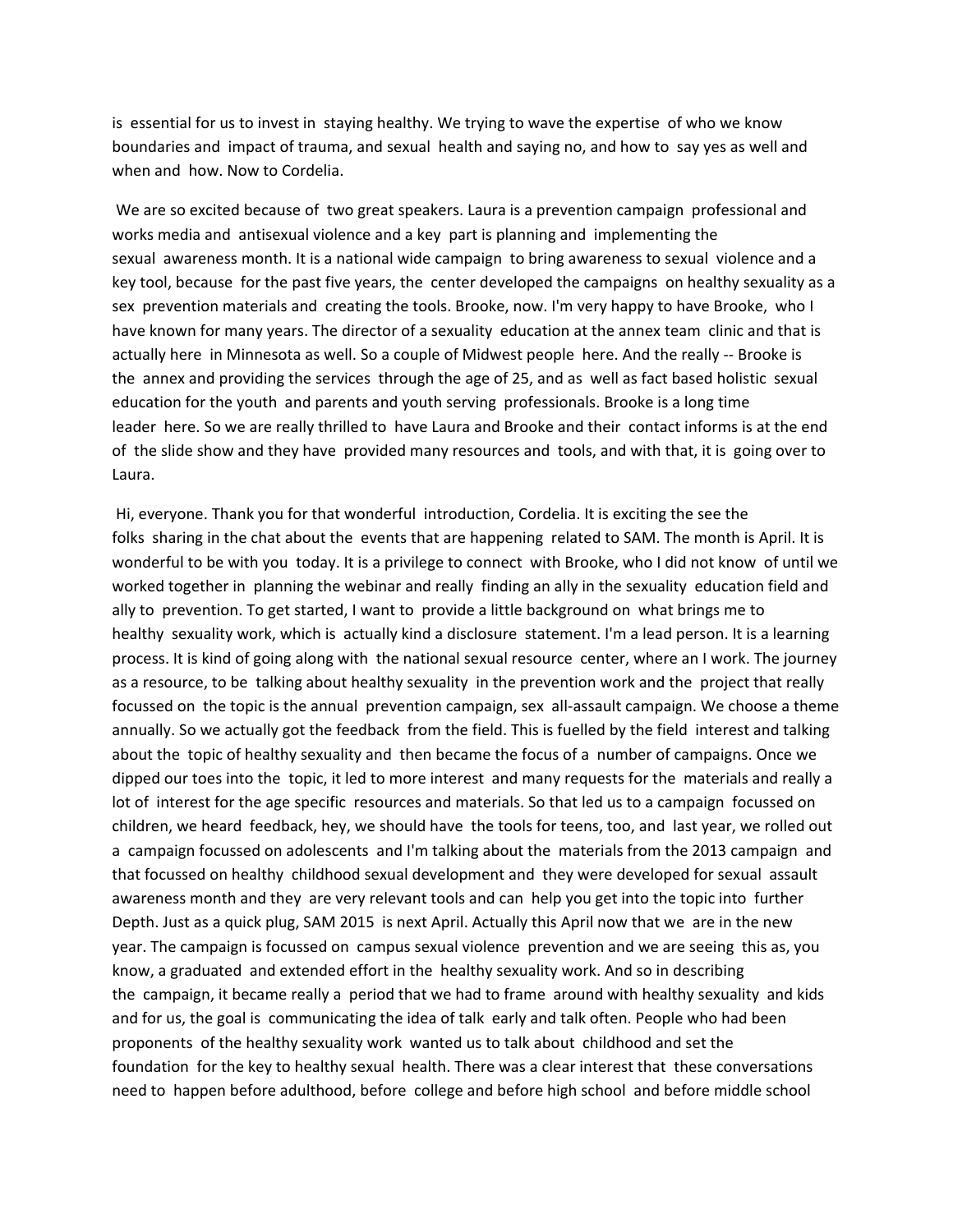is essential for us to invest in staying healthy. We trying to wave the expertise of who we know boundaries and impact of trauma, and sexual health and saying no, and how to say yes as well and when and how. Now to Cordelia.

We are so excited because of two great speakers. Laura is a prevention campaign professional and works media and antisexual violence and a key part is planning and implementing the sexual awareness month. It is a national wide campaign to bring awareness to sexual violence and a key tool, because for the past five years, the center developed the campaigns on healthy sexuality as a sex prevention materials and creating the tools. Brooke, now. I'm very happy to have Brooke, who I have known for many years. The director of a sexuality education at the annex team clinic and that is actually here in Minnesota as well. So a couple of Midwest people here. And the really -- Brooke is the annex and providing the services through the age of 25, and as well as fact based holistic sexual education for the youth and parents and youth serving professionals. Brooke is a long time leader here. So we are really thrilled to have Laura and Brooke and their contact informs is at the end of the slide show and they have provided many resources and tools, and with that, it is going over to Laura.

Hi, everyone. Thank you for that wonderful introduction, Cordelia. It is exciting the see the folks sharing in the chat about the events that are happening related to SAM. The month is April. It is wonderful to be with you today. It is a privilege to connect with Brooke, who I did not know of until we worked together in planning the webinar and really finding an ally in the sexuality education field and ally to prevention. To get started, I want to provide a little background on what brings me to healthy sexuality work, which is actually kind a disclosure statement. I'm a lead person. It is a learning process. It is kind of going along with the national sexual resource center, where an I work. The journey as a resource, to be talking about healthy sexuality in the prevention work and the project that really focussed on the topic is the annual prevention campaign, sex all-assault campaign. We choose a theme annually. So we actually got the feedback from the field. This is fuelled by the field interest and talking about the topic of healthy sexuality and then became the focus of a number of campaigns. Once we dipped our toes into the topic, it led to more interest and many requests for the materials and really a lot of interest for the age specific resources and materials. So that led us to a campaign focussed on children, we heard feedback, hey, we should have the tools for teens, too, and last year, we rolled out a campaign focussed on adolescents and I'm talking about the materials from the 2013 campaign and that focussed on healthy childhood sexual development and they were developed for sexual assault awareness month and they are very relevant tools and can help you get into the topic into further Depth. Just as a quick plug, SAM 2015 is next April. Actually this April now that we are in the new year. The campaign is focussed on campus sexual violence prevention and we are seeing this as, you know, a graduated and extended effort in the healthy sexuality work. And so in describing the campaign, it became really a period that we had to frame around with healthy sexuality and kids and for us, the goal is communicating the idea of talk early and talk often. People who had been proponents of the healthy sexuality work wanted us to talk about childhood and set the foundation for the key to healthy sexual health. There was a clear interest that these conversations need to happen before adulthood, before college and before high school and before middle school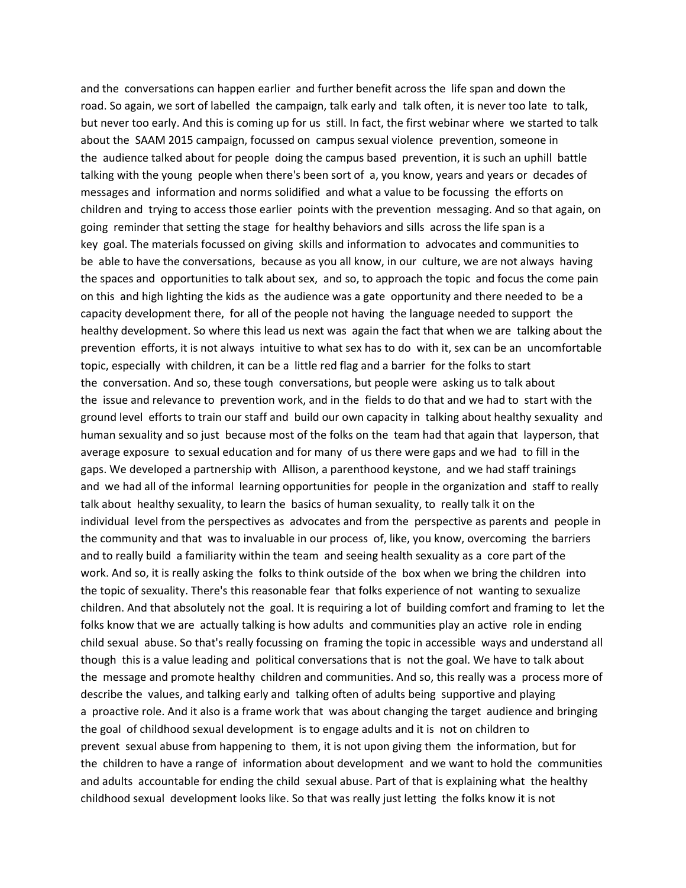and the conversations can happen earlier and further benefit across the life span and down the road. So again, we sort of labelled the campaign, talk early and talk often, it is never too late to talk, but never too early. And this is coming up for us still. In fact, the first webinar where we started to talk about the SAAM 2015 campaign, focussed on campus sexual violence prevention, someone in the audience talked about for people doing the campus based prevention, it is such an uphill battle talking with the young people when there's been sort of a, you know, years and years or decades of messages and information and norms solidified and what a value to be focussing the efforts on children and trying to access those earlier points with the prevention messaging. And so that again, on going reminder that setting the stage for healthy behaviors and sills across the life span is a key goal. The materials focussed on giving skills and information to advocates and communities to be able to have the conversations, because as you all know, in our culture, we are not always having the spaces and opportunities to talk about sex, and so, to approach the topic and focus the come pain on this and high lighting the kids as the audience was a gate opportunity and there needed to be a capacity development there, for all of the people not having the language needed to support the healthy development. So where this lead us next was again the fact that when we are talking about the prevention efforts, it is not always intuitive to what sex has to do with it, sex can be an uncomfortable topic, especially with children, it can be a little red flag and a barrier for the folks to start the conversation. And so, these tough conversations, but people were asking us to talk about the issue and relevance to prevention work, and in the fields to do that and we had to start with the ground level efforts to train our staff and build our own capacity in talking about healthy sexuality and human sexuality and so just because most of the folks on the team had that again that layperson, that average exposure to sexual education and for many of us there were gaps and we had to fill in the gaps. We developed a partnership with Allison, a parenthood keystone, and we had staff trainings and we had all of the informal learning opportunities for people in the organization and staff to really talk about healthy sexuality, to learn the basics of human sexuality, to really talk it on the individual level from the perspectives as advocates and from the perspective as parents and people in the community and that was to invaluable in our process of, like, you know, overcoming the barriers and to really build a familiarity within the team and seeing health sexuality as a core part of the work. And so, it is really asking the folks to think outside of the box when we bring the children into the topic of sexuality. There's this reasonable fear that folks experience of not wanting to sexualize children. And that absolutely not the goal. It is requiring a lot of building comfort and framing to let the folks know that we are actually talking is how adults and communities play an active role in ending child sexual abuse. So that's really focussing on framing the topic in accessible ways and understand all though this is a value leading and political conversations that is not the goal. We have to talk about the message and promote healthy children and communities. And so, this really was a process more of describe the values, and talking early and talking often of adults being supportive and playing a proactive role. And it also is a frame work that was about changing the target audience and bringing the goal of childhood sexual development is to engage adults and it is not on children to prevent sexual abuse from happening to them, it is not upon giving them the information, but for the children to have a range of information about development and we want to hold the communities and adults accountable for ending the child sexual abuse. Part of that is explaining what the healthy childhood sexual development looks like. So that was really just letting the folks know it is not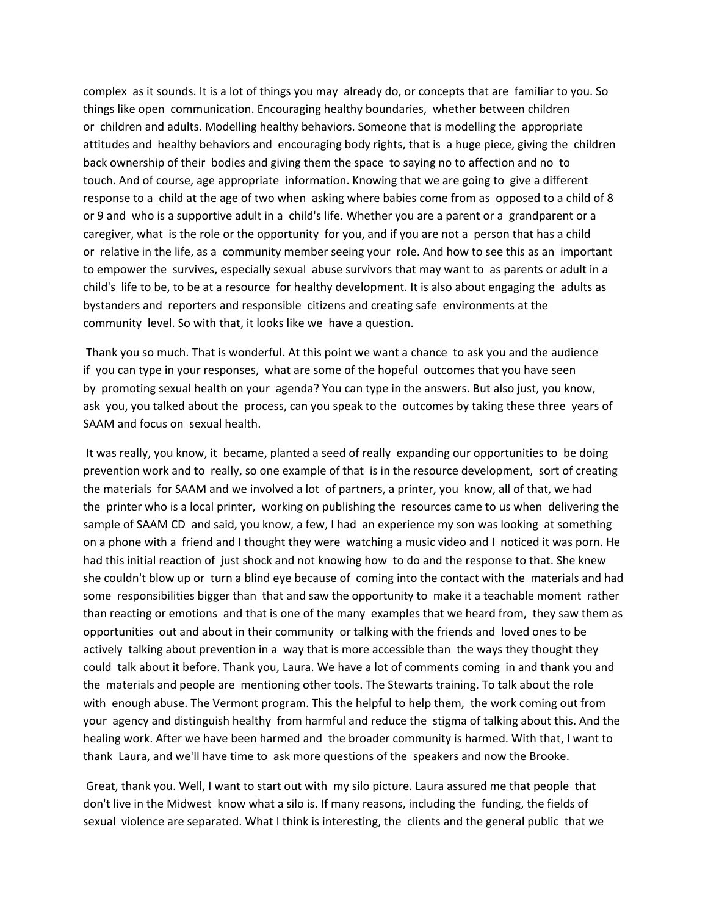complex as it sounds. It is a lot of things you may already do, or concepts that are familiar to you. So things like open communication. Encouraging healthy boundaries, whether between children or children and adults. Modelling healthy behaviors. Someone that is modelling the appropriate attitudes and healthy behaviors and encouraging body rights, that is a huge piece, giving the children back ownership of their bodies and giving them the space to saying no to affection and no to touch. And of course, age appropriate information. Knowing that we are going to give a different response to a child at the age of two when asking where babies come from as opposed to a child of 8 or 9 and who is a supportive adult in a child's life. Whether you are a parent or a grandparent or a caregiver, what is the role or the opportunity for you, and if you are not a person that has a child or relative in the life, as a community member seeing your role. And how to see this as an important to empower the survives, especially sexual abuse survivors that may want to as parents or adult in a child's life to be, to be at a resource for healthy development. It is also about engaging the adults as bystanders and reporters and responsible citizens and creating safe environments at the community level. So with that, it looks like we have a question.

Thank you so much. That is wonderful. At this point we want a chance to ask you and the audience if you can type in your responses, what are some of the hopeful outcomes that you have seen by promoting sexual health on your agenda? You can type in the answers. But also just, you know, ask you, you talked about the process, can you speak to the outcomes by taking these three years of SAAM and focus on sexual health.

It was really, you know, it became, planted a seed of really expanding our opportunities to be doing prevention work and to really, so one example of that is in the resource development, sort of creating the materials for SAAM and we involved a lot of partners, a printer, you know, all of that, we had the printer who is a local printer, working on publishing the resources came to us when delivering the sample of SAAM CD and said, you know, a few, I had an experience my son was looking at something on a phone with a friend and I thought they were watching a music video and I noticed it was porn. He had this initial reaction of just shock and not knowing how to do and the response to that. She knew she couldn't blow up or turn a blind eye because of coming into the contact with the materials and had some responsibilities bigger than that and saw the opportunity to make it a teachable moment rather than reacting or emotions and that is one of the many examples that we heard from, they saw them as opportunities out and about in their community or talking with the friends and loved ones to be actively talking about prevention in a way that is more accessible than the ways they thought they could talk about it before. Thank you, Laura. We have a lot of comments coming in and thank you and the materials and people are mentioning other tools. The Stewarts training. To talk about the role with enough abuse. The Vermont program. This the helpful to help them, the work coming out from your agency and distinguish healthy from harmful and reduce the stigma of talking about this. And the healing work. After we have been harmed and the broader community is harmed. With that, I want to thank Laura, and we'll have time to ask more questions of the speakers and now the Brooke.

Great, thank you. Well, I want to start out with my silo picture. Laura assured me that people that don't live in the Midwest know what a silo is. If many reasons, including the funding, the fields of sexual violence are separated. What I think is interesting, the clients and the general public that we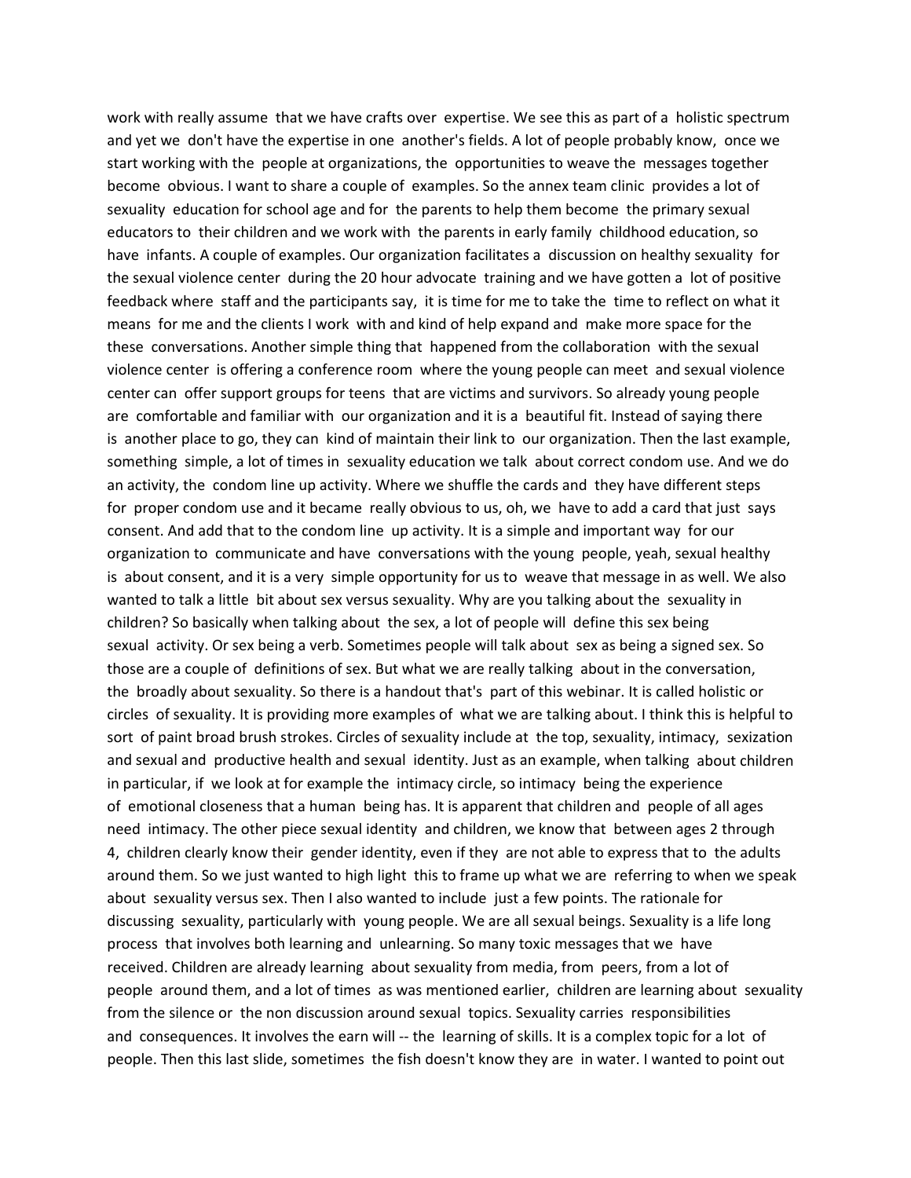work with really assume that we have crafts over expertise. We see this as part of a holistic spectrum and yet we don't have the expertise in one another's fields. A lot of people probably know, once we start working with the people at organizations, the opportunities to weave the messages together become obvious. I want to share a couple of examples. So the annex team clinic provides a lot of sexuality education for school age and for the parents to help them become the primary sexual educators to their children and we work with the parents in early family childhood education, so have infants. A couple of examples. Our organization facilitates a discussion on healthy sexuality for the sexual violence center during the 20 hour advocate training and we have gotten a lot of positive feedback where staff and the participants say, it is time for me to take the time to reflect on what it means for me and the clients I work with and kind of help expand and make more space for the these conversations. Another simple thing that happened from the collaboration with the sexual violence center is offering a conference room where the young people can meet and sexual violence center can offer support groups for teens that are victims and survivors. So already young people are comfortable and familiar with our organization and it is a beautiful fit. Instead of saying there is another place to go, they can kind of maintain their link to our organization. Then the last example, something simple, a lot of times in sexuality education we talk about correct condom use. And we do an activity, the condom line up activity. Where we shuffle the cards and they have different steps for proper condom use and it became really obvious to us, oh, we have to add a card that just says consent. And add that to the condom line up activity. It is a simple and important way for our organization to communicate and have conversations with the young people, yeah, sexual healthy is about consent, and it is a very simple opportunity for us to weave that message in as well. We also wanted to talk a little bit about sex versus sexuality. Why are you talking about the sexuality in children? So basically when talking about the sex, a lot of people will define this sex being sexual activity. Or sex being a verb. Sometimes people will talk about sex as being a signed sex. So those are a couple of definitions of sex. But what we are really talking about in the conversation, the broadly about sexuality. So there is a handout that's part of this webinar. It is called holistic or circles of sexuality. It is providing more examples of what we are talking about. I think this is helpful to sort of paint broad brush strokes. Circles of sexuality include at the top, sexuality, intimacy, sexization and sexual and productive health and sexual identity. Just as an example, when talking about children in particular, if we look at for example the intimacy circle, so intimacy being the experience of emotional closeness that a human being has. It is apparent that children and people of all ages need intimacy. The other piece sexual identity and children, we know that between ages 2 through 4, children clearly know their gender identity, even if they are not able to express that to the adults around them. So we just wanted to high light this to frame up what we are referring to when we speak about sexuality versus sex. Then I also wanted to include just a few points. The rationale for discussing sexuality, particularly with young people. We are all sexual beings. Sexuality is a life long process that involves both learning and unlearning. So many toxic messages that we have received. Children are already learning about sexuality from media, from peers, from a lot of people around them, and a lot of times as was mentioned earlier, children are learning about sexuality from the silence or the non discussion around sexual topics. Sexuality carries responsibilities and consequences. It involves the earn will -- the learning of skills. It is a complex topic for a lot of people. Then this last slide, sometimes the fish doesn't know they are in water. I wanted to point out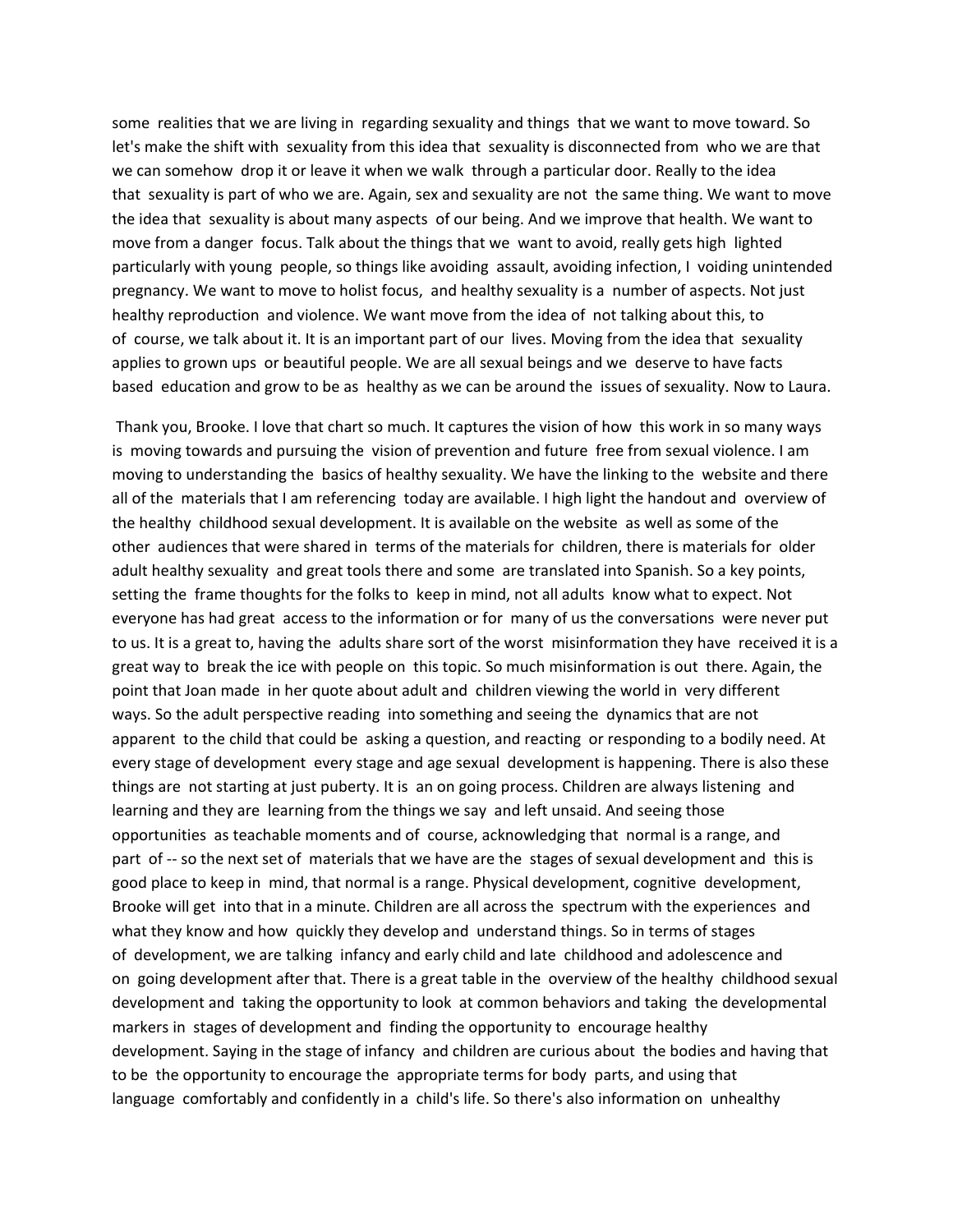some realities that we are living in regarding sexuality and things that we want to move toward. So let's make the shift with sexuality from this idea that sexuality is disconnected from who we are that we can somehow drop it or leave it when we walk through a particular door. Really to the idea that sexuality is part of who we are. Again, sex and sexuality are not the same thing. We want to move the idea that sexuality is about many aspects of our being. And we improve that health. We want to move from a danger focus. Talk about the things that we want to avoid, really gets high lighted particularly with young people, so things like avoiding assault, avoiding infection, I voiding unintended pregnancy. We want to move to holist focus, and healthy sexuality is a number of aspects. Not just healthy reproduction and violence. We want move from the idea of not talking about this, to of course, we talk about it. It is an important part of our lives. Moving from the idea that sexuality applies to grown ups or beautiful people. We are all sexual beings and we deserve to have facts based education and grow to be as healthy as we can be around the issues of sexuality. Now to Laura.

Thank you, Brooke. I love that chart so much. It captures the vision of how this work in so many ways is moving towards and pursuing the vision of prevention and future free from sexual violence. I am moving to understanding the basics of healthy sexuality. We have the linking to the website and there all of the materials that I am referencing today are available. I high light the handout and overview of the healthy childhood sexual development. It is available on the website as well as some of the other audiences that were shared in terms of the materials for children, there is materials for older adult healthy sexuality and great tools there and some are translated into Spanish. So a key points, setting the frame thoughts for the folks to keep in mind, not all adults know what to expect. Not everyone has had great access to the information or for many of us the conversations were never put to us. It is a great to, having the adults share sort of the worst misinformation they have received it is a great way to break the ice with people on this topic. So much misinformation is out there. Again, the point that Joan made in her quote about adult and children viewing the world in very different ways. So the adult perspective reading into something and seeing the dynamics that are not apparent to the child that could be asking a question, and reacting or responding to a bodily need. At every stage of development every stage and age sexual development is happening. There is also these things are not starting at just puberty. It is an on going process. Children are always listening and learning and they are learning from the things we say and left unsaid. And seeing those opportunities as teachable moments and of course, acknowledging that normal is a range, and part of -- so the next set of materials that we have are the stages of sexual development and this is good place to keep in mind, that normal is a range. Physical development, cognitive development, Brooke will get into that in a minute. Children are all across the spectrum with the experiences and what they know and how quickly they develop and understand things. So in terms of stages of development, we are talking infancy and early child and late childhood and adolescence and on going development after that. There is a great table in the overview of the healthy childhood sexual development and taking the opportunity to look at common behaviors and taking the developmental markers in stages of development and finding the opportunity to encourage healthy development. Saying in the stage of infancy and children are curious about the bodies and having that to be the opportunity to encourage the appropriate terms for body parts, and using that language comfortably and confidently in a child's life. So there's also information on unhealthy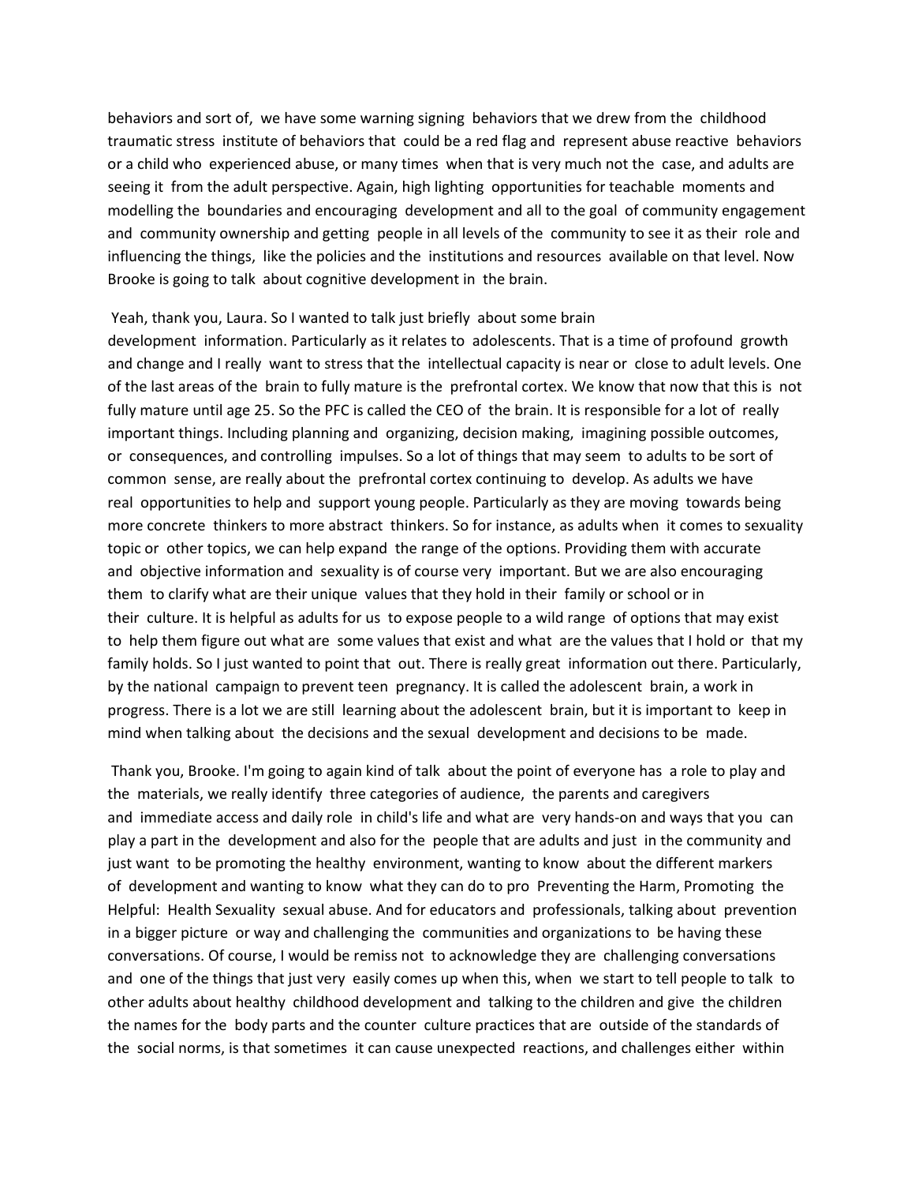behaviors and sort of, we have some warning signing behaviors that we drew from the childhood traumatic stress institute of behaviors that could be a red flag and represent abuse reactive behaviors or a child who experienced abuse, or many times when that is very much not the case, and adults are seeing it from the adult perspective. Again, high lighting opportunities for teachable moments and modelling the boundaries and encouraging development and all to the goal of community engagement and community ownership and getting people in all levels of the community to see it as their role and influencing the things, like the policies and the institutions and resources available on that level. Now Brooke is going to talk about cognitive development in the brain.

Yeah, thank you, Laura. So I wanted to talk just briefly about some brain development information. Particularly as it relates to adolescents. That is a time of profound growth and change and I really want to stress that the intellectual capacity is near or close to adult levels. One of the last areas of the brain to fully mature is the prefrontal cortex. We know that now that this is not fully mature until age 25. So the PFC is called the CEO of the brain. It is responsible for a lot of really important things. Including planning and organizing, decision making, imagining possible outcomes, or consequences, and controlling impulses. So a lot of things that may seem to adults to be sort of common sense, are really about the prefrontal cortex continuing to develop. As adults we have real opportunities to help and support young people. Particularly as they are moving towards being more concrete thinkers to more abstract thinkers. So for instance, as adults when it comes to sexuality topic or other topics, we can help expand the range of the options. Providing them with accurate and objective information and sexuality is of course very important. But we are also encouraging them to clarify what are their unique values that they hold in their family or school or in their culture. It is helpful as adults for us to expose people to a wild range of options that may exist to help them figure out what are some values that exist and what are the values that I hold or that my family holds. So I just wanted to point that out. There is really great information out there. Particularly, by the national campaign to prevent teen pregnancy. It is called the adolescent brain, a work in progress. There is a lot we are still learning about the adolescent brain, but it is important to keep in mind when talking about the decisions and the sexual development and decisions to be made.

Thank you, Brooke. I'm going to again kind of talk about the point of everyone has a role to play and the materials, we really identify three categories of audience, the parents and caregivers and immediate access and daily role in child's life and what are very hands-on and ways that you can play a part in the development and also for the people that are adults and just in the community and just want to be promoting the healthy environment, wanting to know about the different markers of development and wanting to know what they can do to pro Preventing the Harm, Promoting the Helpful: Health Sexuality sexual abuse. And for educators and professionals, talking about prevention in a bigger picture or way and challenging the communities and organizations to be having these conversations. Of course, I would be remiss not to acknowledge they are challenging conversations and one of the things that just very easily comes up when this, when we start to tell people to talk to other adults about healthy childhood development and talking to the children and give the children the names for the body parts and the counter culture practices that are outside of the standards of the social norms, is that sometimes it can cause unexpected reactions, and challenges either within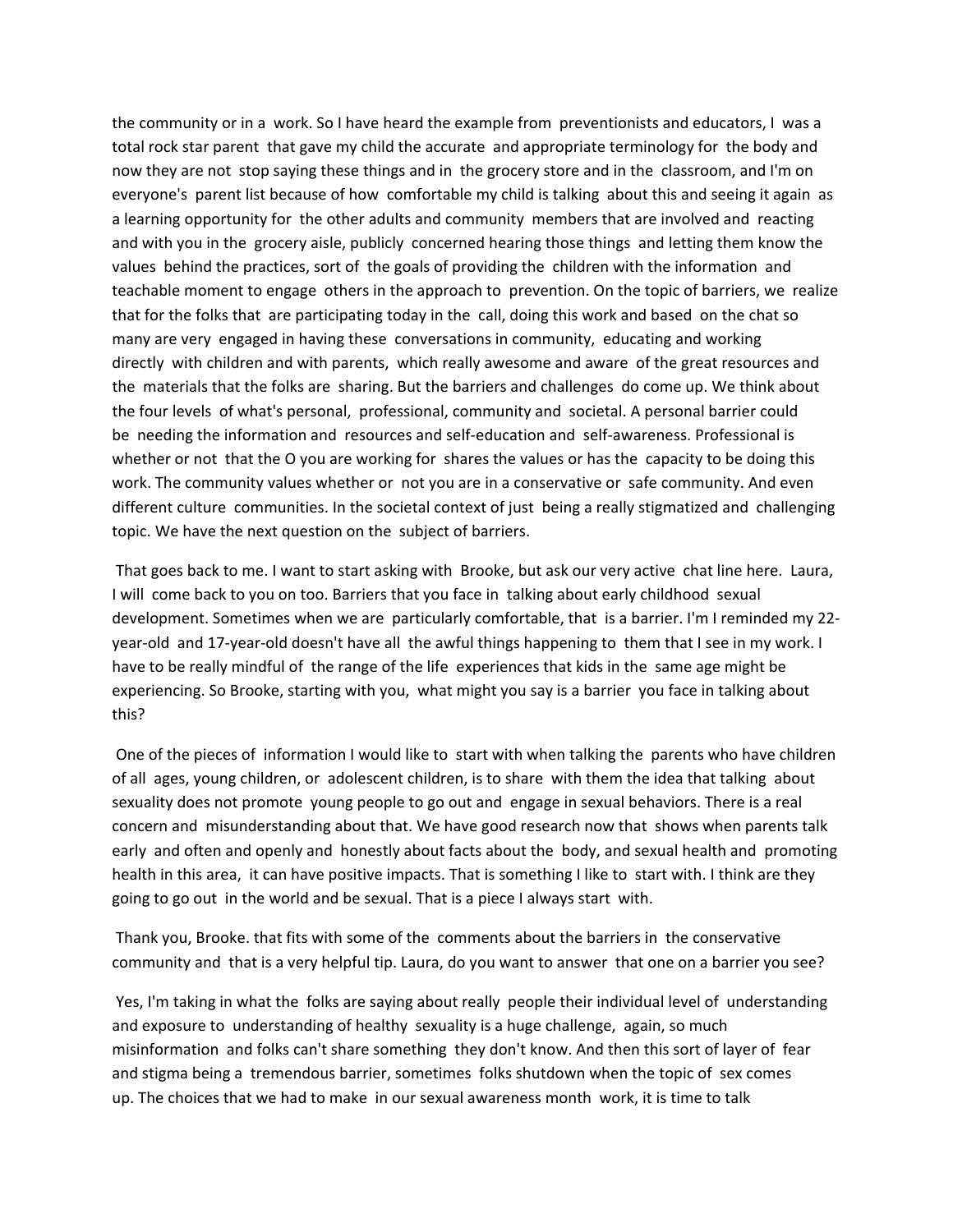the community or in a work. So I have heard the example from preventionists and educators, I was a total rock star parent that gave my child the accurate and appropriate terminology for the body and now they are not stop saying these things and in the grocery store and in the classroom, and I'm on everyone's parent list because of how comfortable my child is talking about this and seeing it again as a learning opportunity for the other adults and community members that are involved and reacting and with you in the grocery aisle, publicly concerned hearing those things and letting them know the values behind the practices, sort of the goals of providing the children with the information and teachable moment to engage others in the approach to prevention. On the topic of barriers, we realize that for the folks that are participating today in the call, doing this work and based on the chat so many are very engaged in having these conversations in community, educating and working directly with children and with parents, which really awesome and aware of the great resources and the materials that the folks are sharing. But the barriers and challenges do come up. We think about the four levels of what's personal, professional, community and societal. A personal barrier could be needing the information and resources and self-education and self-awareness. Professional is whether or not that the O you are working for shares the values or has the capacity to be doing this work. The community values whether or not you are in a conservative or safe community. And even different culture communities. In the societal context of just being a really stigmatized and challenging topic. We have the next question on the subject of barriers.

That goes back to me. I want to start asking with Brooke, but ask our very active chat line here. Laura, I will come back to you on too. Barriers that you face in talking about early childhood sexual development. Sometimes when we are particularly comfortable, that is a barrier. I'm I reminded my 22-year-old and 17-year-old doesn't have all the awful things happening to them that I see in my work. I have to be really mindful of the range of the life experiences that kids in the same age might be experiencing. So Brooke, starting with you, what might you say is a barrier you face in talking about this?

One of the pieces of information I would like to start with when talking the parents who have children of all ages, young children, or adolescent children, is to share with them the idea that talking about sexuality does not promote young people to go out and engage in sexual behaviors. There is a real concern and misunderstanding about that. We have good research now that shows when parents talk early and often and openly and honestly about facts about the body, and sexual health and promoting health in this area, it can have positive impacts. That is something I like to start with. I think are they going to go out in the world and be sexual. That is a piece I always start with.

Thank you, Brooke. that fits with some of the comments about the barriers in the conservative community and that is a very helpful tip. Laura, do you want to answer that one on a barrier you see?

Yes, I'm taking in what the folks are saying about really people their individual level of understanding and exposure to understanding of healthy sexuality is a huge challenge, again, so much misinformation and folks can't share something they don't know. And then this sort of layer of fear and stigma being a tremendous barrier, sometimes folks shutdown when the topic of sex comes up. The choices that we had to make in our sexual awareness month work, it is time to talk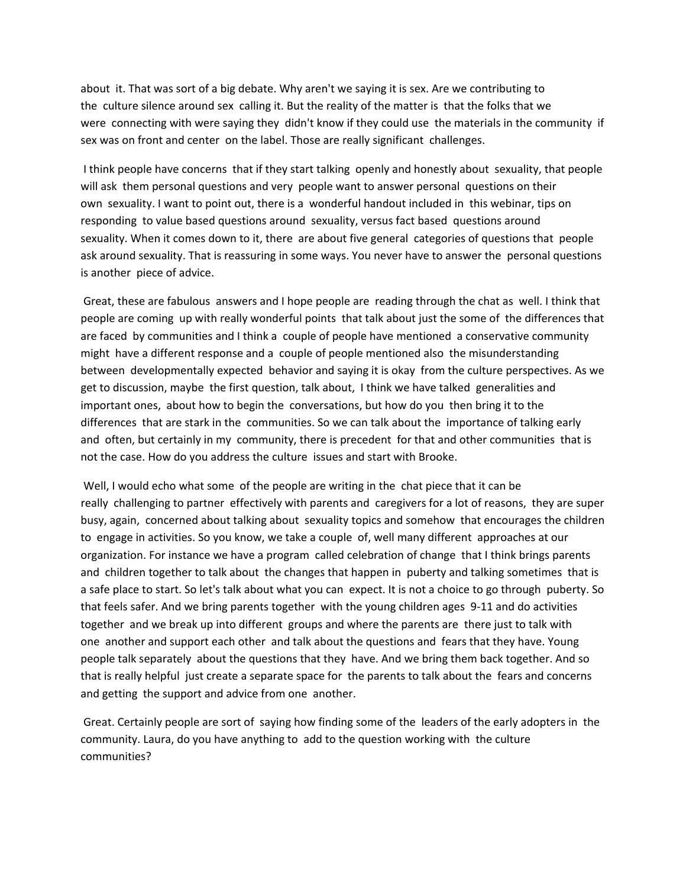about it. That was sort of a big debate. Why aren't we saying it is sex. Are we contributing to the culture silence around sex calling it. But the reality of the matter is that the folks that we were connecting with were saying they didn't know if they could use the materials in the community if sex was on front and center on the label. Those are really significant challenges.

I think people have concerns that if they start talking openly and honestly about sexuality, that people will ask them personal questions and very people want to answer personal questions on their own sexuality. I want to point out, there is a wonderful handout included in this webinar, tips on responding to value based questions around sexuality, versus fact based questions around sexuality. When it comes down to it, there are about five general categories of questions that people ask around sexuality. That is reassuring in some ways. You never have to answer the personal questions is another piece of advice.

Great, these are fabulous answers and I hope people are reading through the chat as well. I think that people are coming up with really wonderful points that talk about just the some of the differences that are faced by communities and I think a couple of people have mentioned a conservative community might have a different response and a couple of people mentioned also the misunderstanding between developmentally expected behavior and saying it is okay from the culture perspectives. As we get to discussion, maybe the first question, talk about, I think we have talked generalities and important ones, about how to begin the conversations, but how do you then bring it to the differences that are stark in the communities. So we can talk about the importance of talking early and often, but certainly in my community, there is precedent for that and other communities that is not the case. How do you address the culture issues and start with Brooke.

Well, I would echo what some of the people are writing in the chat piece that it can be really challenging to partner effectively with parents and caregivers for a lot of reasons, they are super busy, again, concerned about talking about sexuality topics and somehow that encourages the children to engage in activities. So you know, we take a couple of, well many different approaches at our organization. For instance we have a program called celebration of change that I think brings parents and children together to talk about the changes that happen in puberty and talking sometimes that is a safe place to start. So let's talk about what you can expect. It is not a choice to go through puberty. So that feels safer. And we bring parents together with the young children ages 9-11 and do activities together and we break up into different groups and where the parents are there just to talk with one another and support each other and talk about the questions and fears that they have. Young people talk separately about the questions that they have. And we bring them back together. And so that is really helpful just create a separate space for the parents to talk about the fears and concerns and getting the support and advice from one another.

Great. Certainly people are sort of saying how finding some of the leaders of the early adopters in the community. Laura, do you have anything to add to the question working with the culture communities?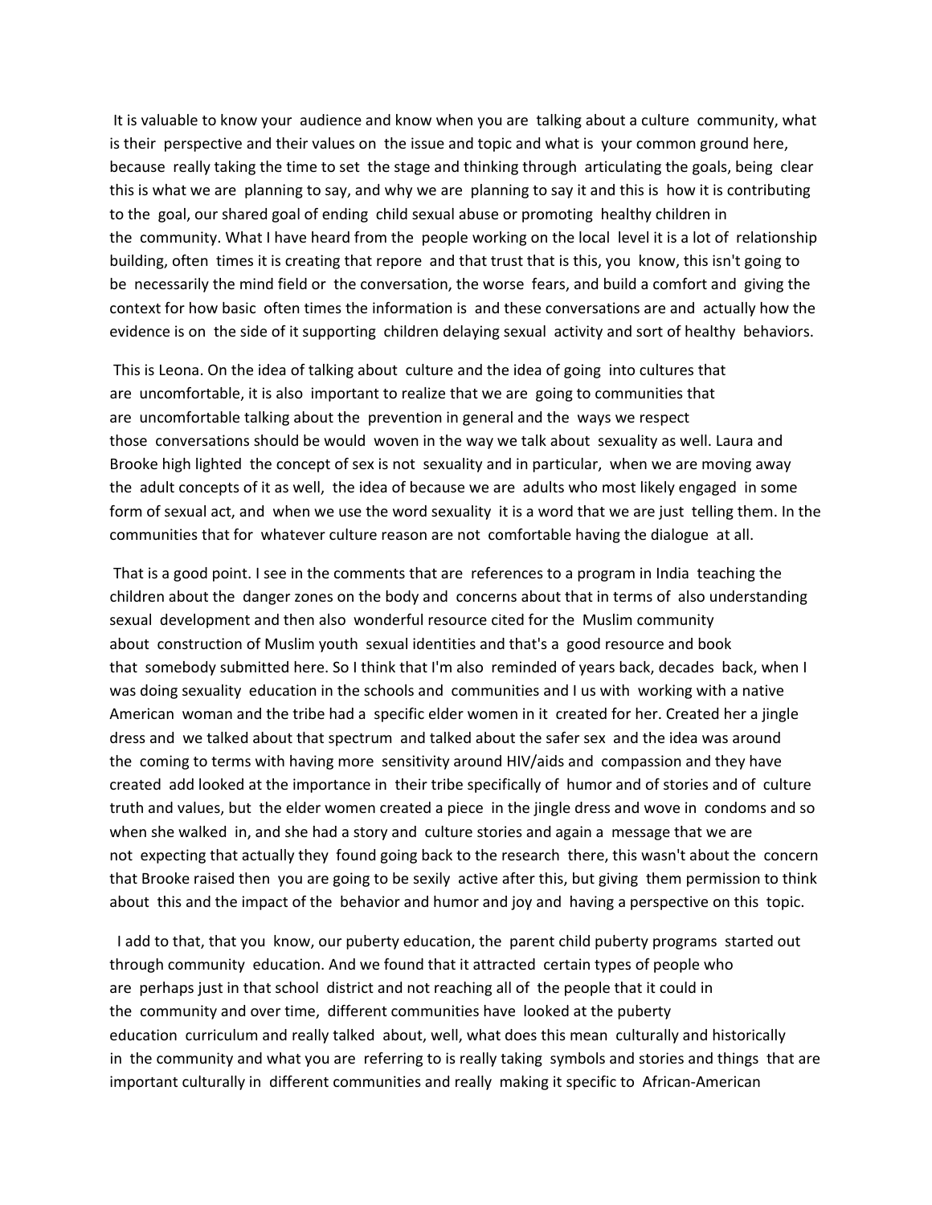It is valuable to know your audience and know when you are talking about a culture community, what is their perspective and their values on the issue and topic and what is your common ground here, because really taking the time to set the stage and thinking through articulating the goals, being clear this is what we are planning to say, and why we are planning to say it and this is how it is contributing to the goal, our shared goal of ending child sexual abuse or promoting healthy children in the community. What I have heard from the people working on the local level it is a lot of relationship building, often times it is creating that repore and that trust that is this, you know, this isn't going to be necessarily the mind field or the conversation, the worse fears, and build a comfort and giving the context for how basic often times the information is and these conversations are and actually how the evidence is on the side of it supporting children delaying sexual activity and sort of healthy behaviors.

This is Leona. On the idea of talking about culture and the idea of going into cultures that are uncomfortable, it is also important to realize that we are going to communities that are uncomfortable talking about the prevention in general and the ways we respect those conversations should be would woven in the way we talk about sexuality as well. Laura and Brooke high lighted the concept of sex is not sexuality and in particular, when we are moving away the adult concepts of it as well, the idea of because we are adults who most likely engaged in some form of sexual act, and when we use the word sexuality it is a word that we are just telling them. In the communities that for whatever culture reason are not comfortable having the dialogue at all.

That is a good point. I see in the comments that are references to a program in India teaching the children about the danger zones on the body and concerns about that in terms of also understanding sexual development and then also wonderful resource cited for the Muslim community about construction of Muslim youth sexual identities and that's a good resource and book that somebody submitted here. So I think that I'm also reminded of years back, decades back, when I was doing sexuality education in the schools and communities and I us with working with a native American woman and the tribe had a specific elder women in it created for her. Created her a jingle dress and we talked about that spectrum and talked about the safer sex and the idea was around the coming to terms with having more sensitivity around HIV/aids and compassion and they have created add looked at the importance in their tribe specifically of humor and of stories and of culture truth and values, but the elder women created a piece in the jingle dress and wove in condoms and so when she walked in, and she had a story and culture stories and again a message that we are not expecting that actually they found going back to the research there, this wasn't about the concern that Brooke raised then you are going to be sexily active after this, but giving them permission to think about this and the impact of the behavior and humor and joy and having a perspective on this topic.

I add to that, that you know, our puberty education, the parent child puberty programs started out through community education. And we found that it attracted certain types of people who are perhaps just in that school district and not reaching all of the people that it could in the community and over time, different communities have looked at the puberty education curriculum and really talked about, well, what does this mean culturally and historically in the community and what you are referring to is really taking symbols and stories and things that are important culturally in different communities and really making it specific to African-American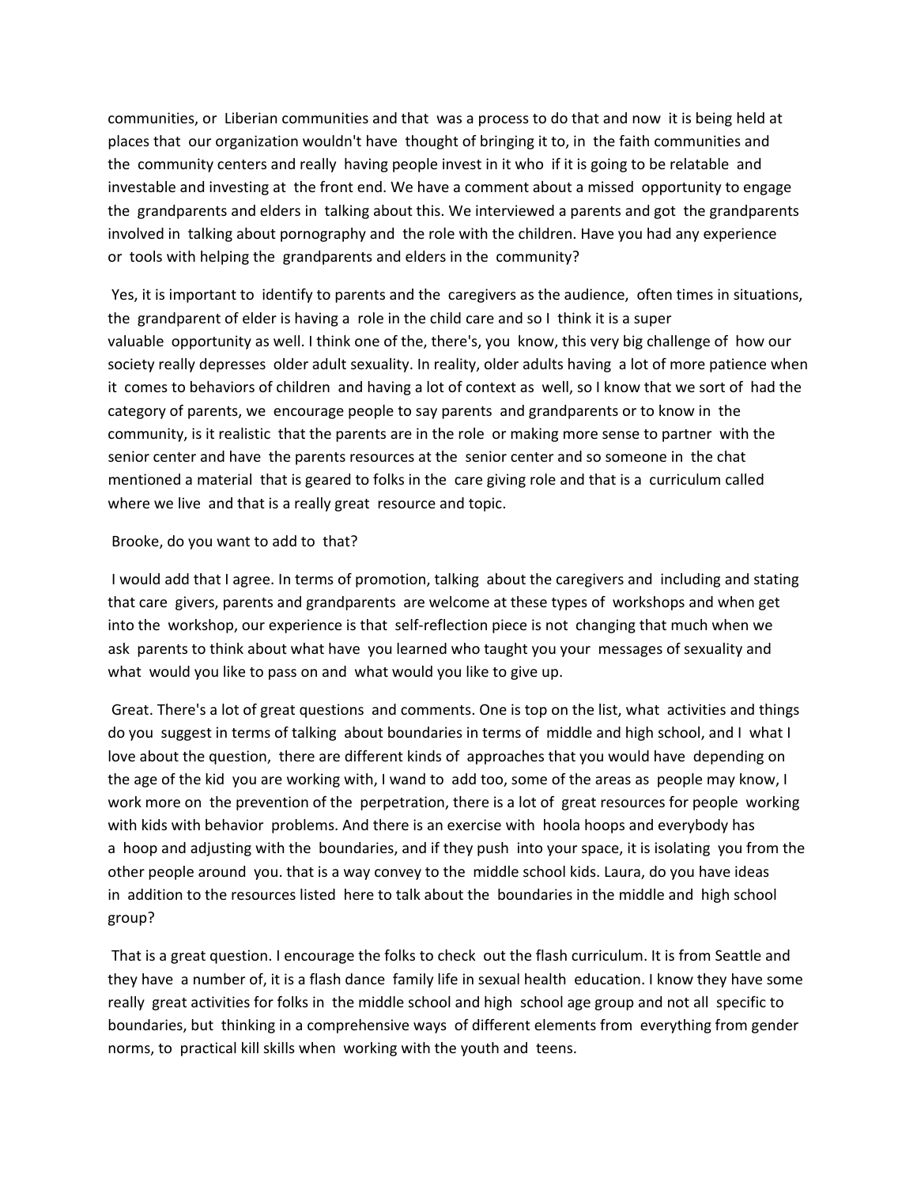communities, or Liberian communities and that was a process to do that and now it is being held at places that our organization wouldn't have thought of bringing it to, in the faith communities and the community centers and really having people invest in it who if it is going to be relatable and investable and investing at the front end. We have a comment about a missed opportunity to engage the grandparents and elders in talking about this. We interviewed a parents and got the grandparents involved in talking about pornography and the role with the children. Have you had any experience or tools with helping the grandparents and elders in the community?

Yes, it is important to identify to parents and the caregivers as the audience, often times in situations, the grandparent of elder is having a role in the child care and so I think it is a super valuable opportunity as well. I think one of the, there's, you know, this very big challenge of how our society really depresses older adult sexuality. In reality, older adults having a lot of more patience when it comes to behaviors of children and having a lot of context as well, so I know that we sort of had the category of parents, we encourage people to say parents and grandparents or to know in the community, is it realistic that the parents are in the role or making more sense to partner with the senior center and have the parents resources at the senior center and so someone in the chat mentioned a material that is geared to folks in the care giving role and that is a curriculum called where we live and that is a really great resource and topic.

Brooke, do you want to add to that?

I would add that I agree. In terms of promotion, talking about the caregivers and including and stating that care givers, parents and grandparents are welcome at these types of workshops and when get into the workshop, our experience is that self-reflection piece is not changing that much when we ask parents to think about what have you learned who taught you your messages of sexuality and what would you like to pass on and what would you like to give up.

Great. There's a lot of great questions and comments. One is top on the list, what activities and things do you suggest in terms of talking about boundaries in terms of middle and high school, and I what I love about the question, there are different kinds of approaches that you would have depending on the age of the kid you are working with, I wand to add too, some of the areas as people may know, I work more on the prevention of the perpetration, there is a lot of great resources for people working with kids with behavior problems. And there is an exercise with hoola hoops and everybody has a hoop and adjusting with the boundaries, and if they push into your space, it is isolating you from the other people around you. that is a way convey to the middle school kids. Laura, do you have ideas in addition to the resources listed here to talk about the boundaries in the middle and high school group?

That is a great question. I encourage the folks to check out the flash curriculum. It is from Seattle and they have a number of, it is a flash dance family life in sexual health education. I know they have some really great activities for folks in the middle school and high school age group and not all specific to boundaries, but thinking in a comprehensive ways of different elements from everything from gender norms, to practical kill skills when working with the youth and teens.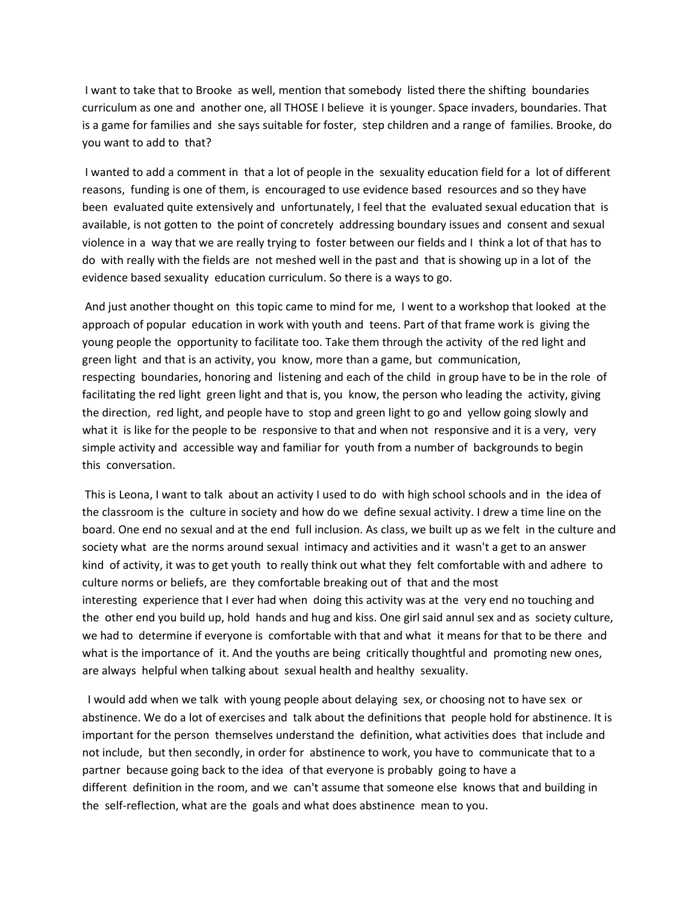I want to take that to Brooke as well, mention that somebody listed there the shifting boundaries curriculum as one and another one, all THOSE I believe it is younger. Space invaders, boundaries. That is a game for families and she says suitable for foster, step children and a range of families. Brooke, do you want to add to that?

I wanted to add a comment in that a lot of people in the sexuality education field for a lot of different reasons, funding is one of them, is encouraged to use evidence based resources and so they have been evaluated quite extensively and unfortunately, I feel that the evaluated sexual education that is available, is not gotten to the point of concretely addressing boundary issues and consent and sexual violence in a way that we are really trying to foster between our fields and I think a lot of that has to do with really with the fields are not meshed well in the past and that is showing up in a lot of the evidence based sexuality education curriculum. So there is a ways to go.

And just another thought on this topic came to mind for me, I went to a workshop that looked at the approach of popular education in work with youth and teens. Part of that frame work is giving the young people the opportunity to facilitate too. Take them through the activity of the red light and green light and that is an activity, you know, more than a game, but communication, respecting boundaries, honoring and listening and each of the child in group have to be in the role of facilitating the red light green light and that is, you know, the person who leading the activity, giving the direction, red light, and people have to stop and green light to go and yellow going slowly and what it is like for the people to be responsive to that and when not responsive and it is a very, very simple activity and accessible way and familiar for youth from a number of backgrounds to begin this conversation.

This is Leona, I want to talk about an activity I used to do with high school schools and in the idea of the classroom is the culture in society and how do we define sexual activity. I drew a time line on the board. One end no sexual and at the end full inclusion. As class, we built up as we felt in the culture and society what are the norms around sexual intimacy and activities and it wasn't a get to an answer kind of activity, it was to get youth to really think out what they felt comfortable with and adhere to culture norms or beliefs, are they comfortable breaking out of that and the most interesting experience that I ever had when doing this activity was at the very end no touching and the other end you build up, hold hands and hug and kiss. One girl said annul sex and as society culture, we had to determine if everyone is comfortable with that and what it means for that to be there and what is the importance of it. And the youths are being critically thoughtful and promoting new ones, are always helpful when talking about sexual health and healthy sexuality.

I would add when we talk with young people about delaying sex, or choosing not to have sex or abstinence. We do a lot of exercises and talk about the definitions that people hold for abstinence. It is important for the person themselves understand the definition, what activities does that include and not include, but then secondly, in order for abstinence to work, you have to communicate that to a partner because going back to the idea of that everyone is probably going to have a different definition in the room, and we can't assume that someone else knows that and building in the self-reflection, what are the goals and what does abstinence mean to you.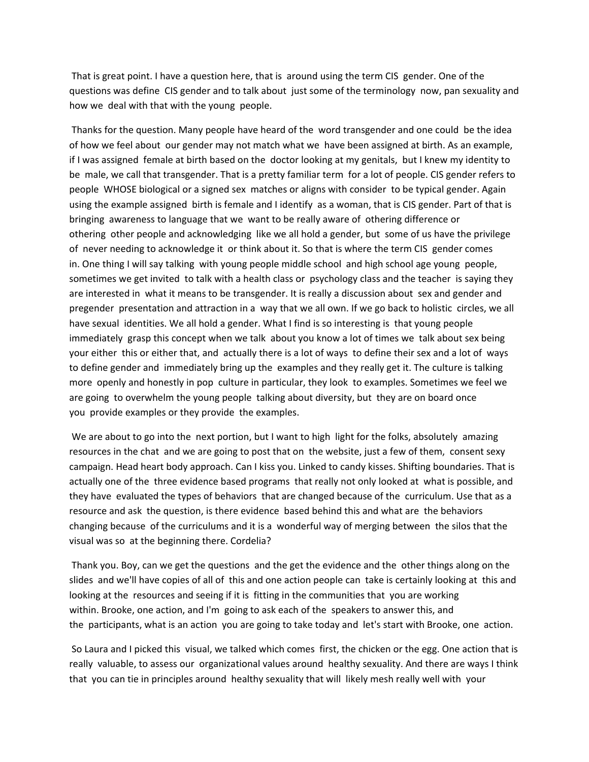That is great point. I have a question here, that is around using the term CIS gender. One of the questions was define CIS gender and to talk about just some of the terminology now, pan sexuality and how we deal with that with the young people.

Thanks for the question. Many people have heard of the word transgender and one could be the idea of how we feel about our gender may not match what we have been assigned at birth. As an example, if I was assigned female at birth based on the doctor looking at my genitals, but I knew my identity to be male, we call that transgender. That is a pretty familiar term for a lot of people. CIS gender refers to people WHOSE biological or a signed sex matches or aligns with consider to be typical gender. Again using the example assigned birth is female and I identify as a woman, that is CIS gender. Part of that is bringing awareness to language that we want to be really aware of othering difference or othering other people and acknowledging like we all hold a gender, but some of us have the privilege of never needing to acknowledge it or think about it. So that is where the term CIS gender comes in. One thing I will say talking with young people middle school and high school age young people, sometimes we get invited to talk with a health class or psychology class and the teacher is saying they are interested in what it means to be transgender. It is really a discussion about sex and gender and pregender presentation and attraction in a way that we all own. If we go back to holistic circles, we all have sexual identities. We all hold a gender. What I find is so interesting is that young people immediately grasp this concept when we talk about you know a lot of times we talk about sex being your either this or either that, and actually there is a lot of ways to define their sex and a lot of ways to define gender and immediately bring up the examples and they really get it. The culture is talking more openly and honestly in pop culture in particular, they look to examples. Sometimes we feel we are going to overwhelm the young people talking about diversity, but they are on board once you provide examples or they provide the examples.

We are about to go into the next portion, but I want to high light for the folks, absolutely amazing resources in the chat and we are going to post that on the website, just a few of them, consent sexy campaign. Head heart body approach. Can I kiss you. Linked to candy kisses. Shifting boundaries. That is actually one of the three evidence based programs that really not only looked at what is possible, and they have evaluated the types of behaviors that are changed because of the curriculum. Use that as a resource and ask the question, is there evidence based behind this and what are the behaviors changing because of the curriculums and it is a wonderful way of merging between the silos that the visual was so at the beginning there. Cordelia?

Thank you. Boy, can we get the questions and the get the evidence and the other things along on the slides and we'll have copies of all of this and one action people can take is certainly looking at this and looking at the resources and seeing if it is fitting in the communities that you are working within. Brooke, one action, and I'm going to ask each of the speakers to answer this, and the participants, what is an action you are going to take today and let's start with Brooke, one action.

So Laura and I picked this visual, we talked which comes first, the chicken or the egg. One action that is really valuable, to assess our organizational values around healthy sexuality. And there are ways I think that you can tie in principles around healthy sexuality that will likely mesh really well with your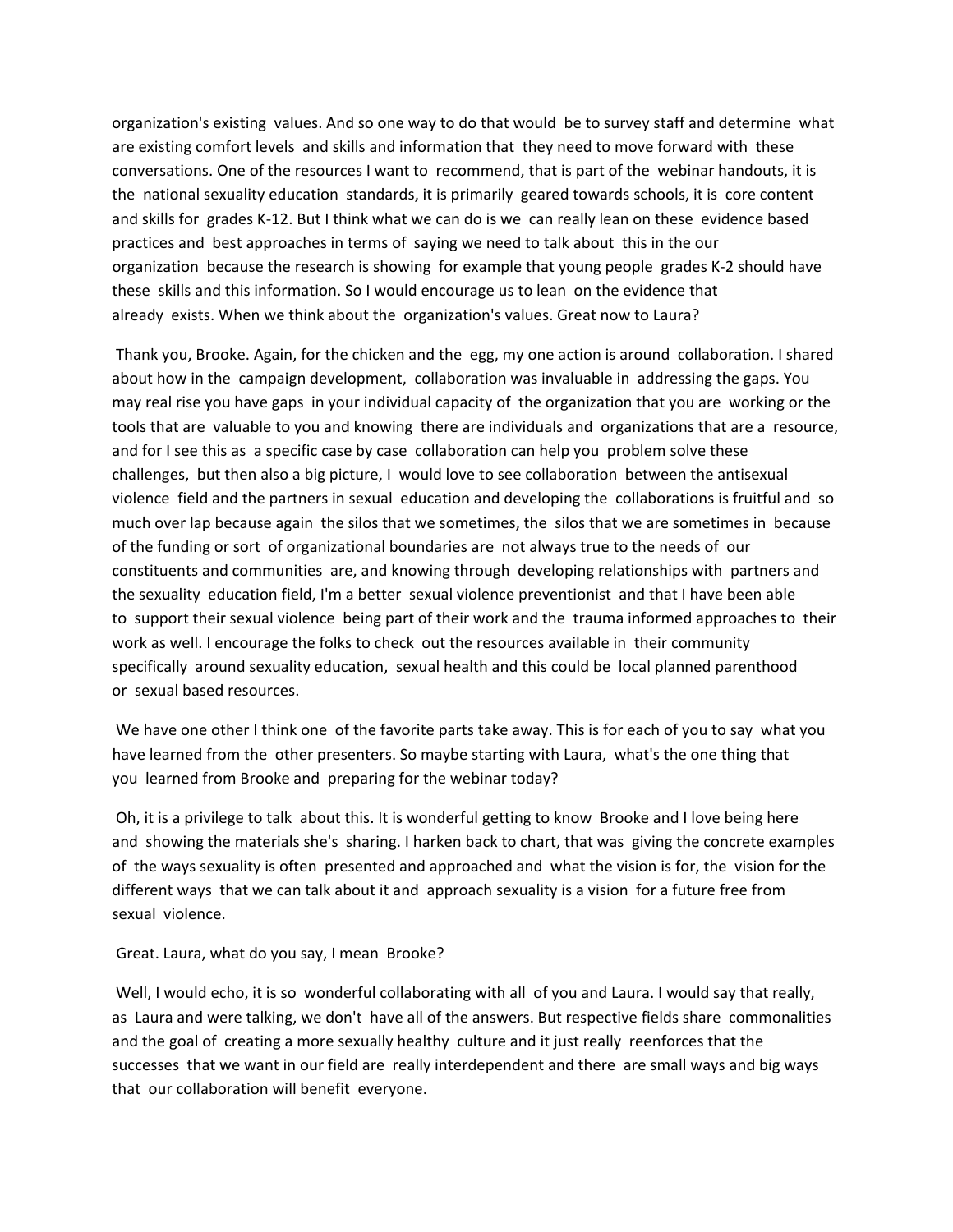organization's existing values. And so one way to do that would be to survey staff and determine what are existing comfort levels and skills and information that they need to move forward with these conversations. One of the resources I want to recommend, that is part of the webinar handouts, it is the national sexuality education standards, it is primarily geared towards schools, it is core content and skills for grades K-12. But I think what we can do is we can really lean on these evidence based practices and best approaches in terms of saying we need to talk about this in the our organization because the research is showing for example that young people grades K-2 should have these skills and this information. So I would encourage us to lean on the evidence that already exists. When we think about the organization's values. Great now to Laura?

Thank you, Brooke. Again, for the chicken and the egg, my one action is around collaboration. I shared about how in the campaign development, collaboration was invaluable in addressing the gaps. You may real rise you have gaps in your individual capacity of the organization that you are working or the tools that are valuable to you and knowing there are individuals and organizations that are a resource, and for I see this as a specific case by case collaboration can help you problem solve these challenges, but then also a big picture, I would love to see collaboration between the antisexual violence field and the partners in sexual education and developing the collaborations is fruitful and so much over lap because again the silos that we sometimes, the silos that we are sometimes in because of the funding or sort of organizational boundaries are not always true to the needs of our constituents and communities are, and knowing through developing relationships with partners and the sexuality education field, I'm a better sexual violence preventionist and that I have been able to support their sexual violence being part of their work and the trauma informed approaches to their work as well. I encourage the folks to check out the resources available in their community specifically around sexuality education, sexual health and this could be local planned parenthood or sexual based resources.

We have one other I think one of the favorite parts take away. This is for each of you to say what you have learned from the other presenters. So maybe starting with Laura, what's the one thing that you learned from Brooke and preparing for the webinar today?

Oh, it is a privilege to talk about this. It is wonderful getting to know Brooke and I love being here and showing the materials she's sharing. I harken back to chart, that was giving the concrete examples of the ways sexuality is often presented and approached and what the vision is for, the vision for the different ways that we can talk about it and approach sexuality is a vision for a future free from sexual violence.

Great. Laura, what do you say, I mean Brooke?

Well, I would echo, it is so wonderful collaborating with all of you and Laura. I would say that really, as Laura and were talking, we don't have all of the answers. But respective fields share commonalities and the goal of creating a more sexually healthy culture and it just really reenforces that the successes that we want in our field are really interdependent and there are small ways and big ways that our collaboration will benefit everyone.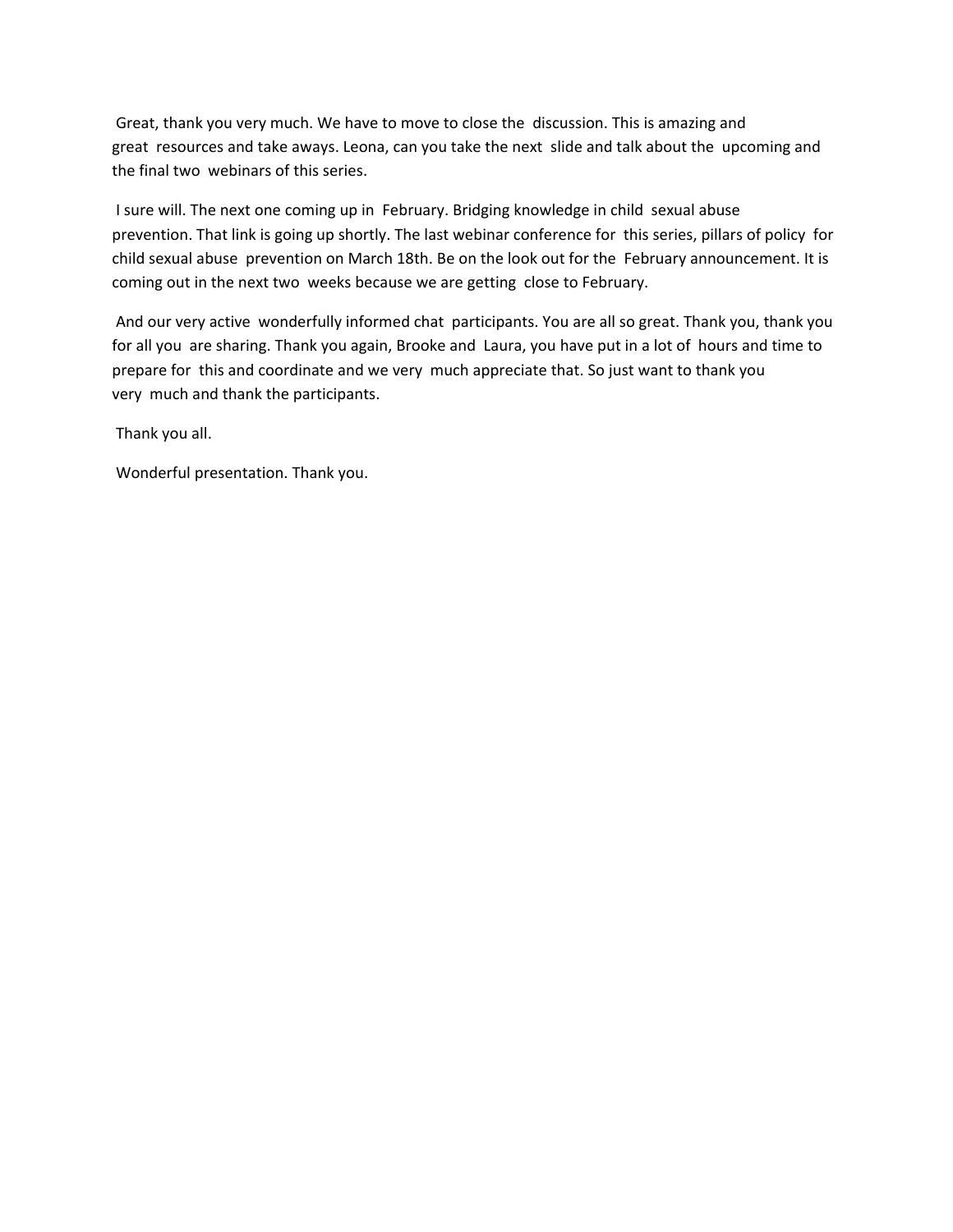Great, thank you very much. We have to move to close the discussion. This is amazing and great resources and take aways. Leona, can you take the next slide and talk about the upcoming and the final two webinars of this series.

I sure will. The next one coming up in February. Bridging knowledge in child sexual abuse prevention. That link is going up shortly. The last webinar conference for this series, pillars of policy for child sexual abuse prevention on March 18th. Be on the look out for the February announcement. It is coming out in the next two weeks because we are getting close to February.

And our very active wonderfully informed chat participants. You are all so great. Thank you, thank you for all you are sharing. Thank you again, Brooke and Laura, you have put in a lot of hours and time to prepare for this and coordinate and we very much appreciate that. So just want to thank you very much and thank the participants.

Thank you all.

Wonderful presentation. Thank you.